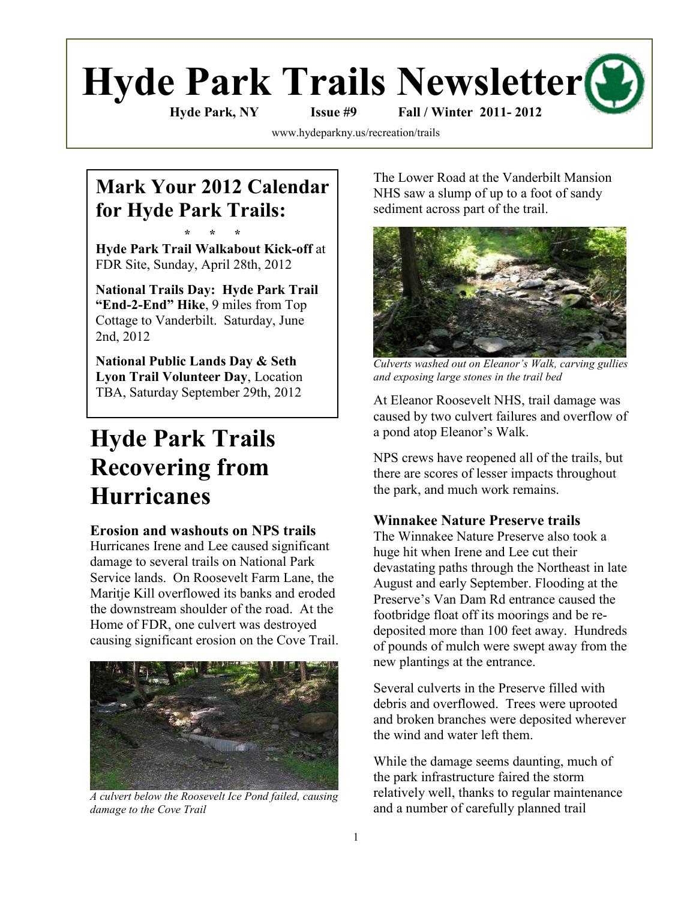# Hyde Park Trails Newsletter

**Hyde Park, NY Issue #9 Fall / Winter 2011- 2012**

www.hydeparkny.us/recreation/trails

## Mark Your 2012 Calendar for Hyde Park Trails:

\* \* \*

**Hyde Park Trail Walkabout Kick-off** at FDR Site, Sunday, April 28th, 2012

**National Trails Day: Hyde Park Trail "End-2-End" Hike**, 9 miles from Top Cottage to Vanderbilt. Saturday, June 2nd, 2012

**National Public Lands Day & Seth Lyon Trail Volunteer Day**, Location TBA, Saturday September 29th, 2012

# Hyde Park Trails Recovering from Hurricanes

### Erosion and washouts on NPS trails

Hurricanes Irene and Lee caused significant damage to several trails on National Park Service lands. On Roosevelt Farm Lane, the Maritje Kill overflowed its banks and eroded the downstream shoulder of the road. At the Home of FDR, one culvert was destroyed causing significant erosion on the Cove Trail.

*A culvert below the Roosevelt Ice Pond failed, causing damage to the Cove Trail*

The Lower Road at the Vanderbilt Mansion NHS saw a slump of up to a foot of sandy sediment across part of the trail.

*Culverts washed out on Eleanor's Walk, carving gullies and exposing large stones in the trail bed*

At Eleanor Roosevelt NHS, trail damage was caused by two culvert failures and overflow of a pond atop Eleanor's Walk.

NPS crews have reopened all of the trails, but there are scores of lesser impacts throughout the park, and much work remains.

### Winnakee Nature Preserve trails

The Winnakee Nature Preserve also took a huge hit when Irene and Lee cut their devastating paths through the Northeast in late August and early September. Flooding at the Preserve's Van Dam Rd entrance caused the footbridge float off its moorings and be re-deposited more than 100 feet away. Hundreds of pounds of mulch were swept away from the new plantings at the entrance.

Several culverts in the Preserve filled with debris and overflowed. Trees were uprooted and broken branches were deposited wherever the wind and water left them.

While the damage seems daunting, much of the park infrastructure faired the storm relatively well, thanks to regular maintenance and a number of carefully planned trail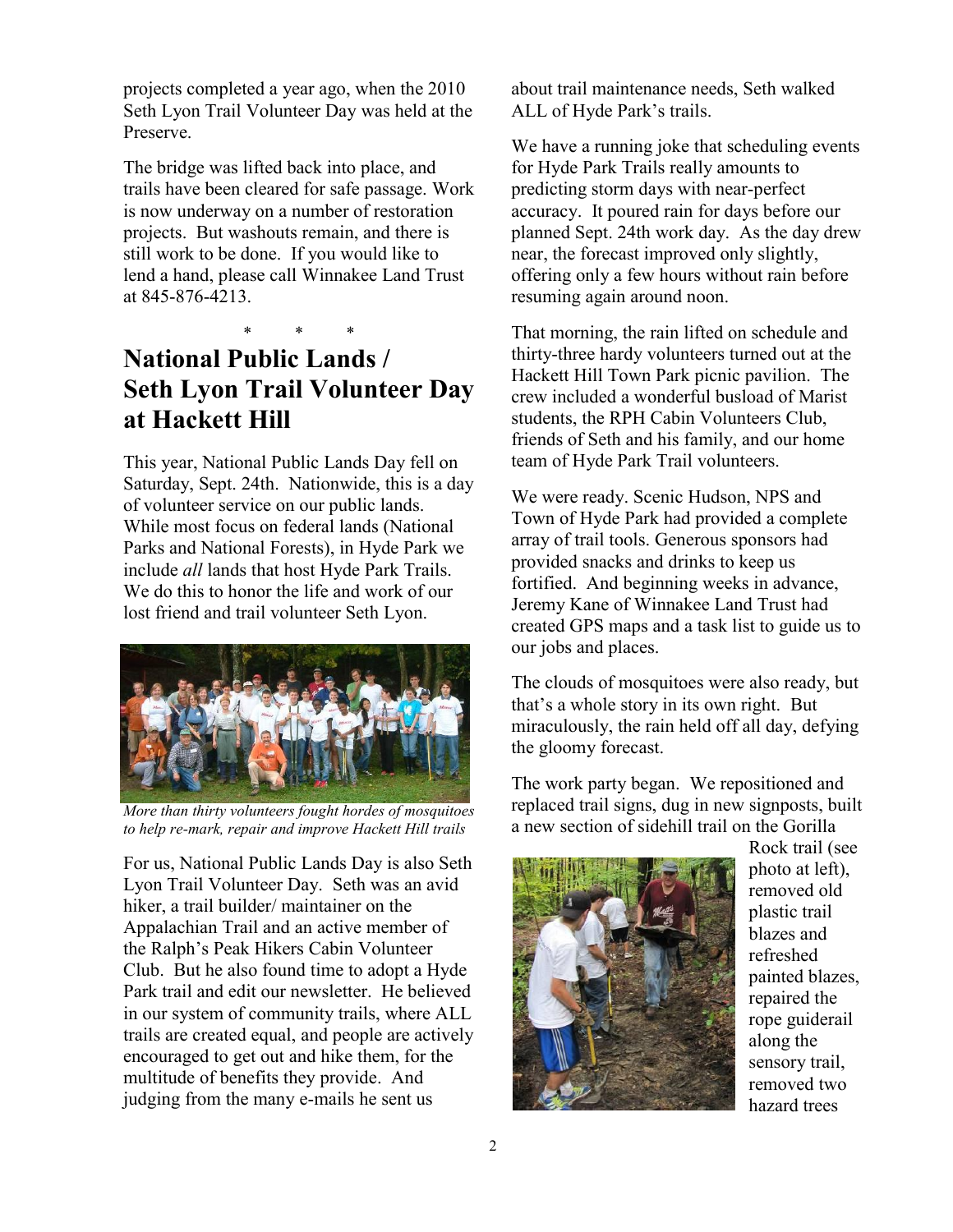projects completed a year ago, when the 2010 Seth Lyon Trail Volunteer Day was held at the Preserve.

The bridge was lifted back into place, and trails have been cleared for safe passage. Work is now underway on a number of restoration projects. But washouts remain, and there is still work to be done. If you would like to lend a hand, please call Winnakee Land Trust at 845-876-4213.

\* \* \*

## National Public Lands / Seth Lyon Trail Volunteer Day at Hackett Hill

This year, National Public Lands Day fell on Saturday, Sept. 24th. Nationwide, this is a day of volunteer service on our public lands. While most focus on federal lands (National Parks and National Forests), in Hyde Park we include *all* lands that host Hyde Park Trails. We do this to honor the life and work of our lost friend and trail volunteer Seth Lyon.

*More than thirty volunteers fought hordes of mosquitoes to help re-mark, repair and improve Hackett Hill trails*

For us, National Public Lands Day is also Seth Lyon Trail Volunteer Day. Seth was an avid hiker, a trail builder/ maintainer on the Appalachian Trail and an active member of the Ralph's Peak Hikers Cabin Volunteer Club. But he also found time to adopt a Hyde Park trail and edit our newsletter. He believed in our system of community trails, where ALL trails are created equal, and people are actively encouraged to get out and hike them, for the multitude of benefits they provide. And judging from the many e-mails he sent us about trail maintenance needs, Seth walked ALL of Hyde Park's trails.

We have a running joke that scheduling events for Hyde Park Trails really amounts to predicting storm days with near-perfect accuracy. It poured rain for days before our planned Sept. 24th work day. As the day drew near, the forecast improved only slightly, offering only a few hours without rain before resuming again around noon.

That morning, the rain lifted on schedule and thirty-three hardy volunteers turned out at the Hackett Hill Town Park picnic pavilion. The crew included a wonderful busload of Marist students, the RPH Cabin Volunteers Club, friends of Seth and his family, and our home team of Hyde Park Trail volunteers.

We were ready. Scenic Hudson, NPS and Town of Hyde Park had provided a complete array of trail tools. Generous sponsors had provided snacks and drinks to keep us fortified. And beginning weeks in advance, Jeremy Kane of Winnakee Land Trust had created GPS maps and a task list to guide us to our jobs and places.

The clouds of mosquitoes were also ready, but that's a whole story in its own right. But miraculously, the rain held off all day, defying the gloomy forecast.

The work party began. We repositioned and replaced trail signs, dug in new signposts, built a new section of sidehill trail on the Gorilla Rock trail (see photo at left), removed old plastic trail blazes and refreshed painted blazes, repaired the rope guiderail along the sensory trail, removed two hazard trees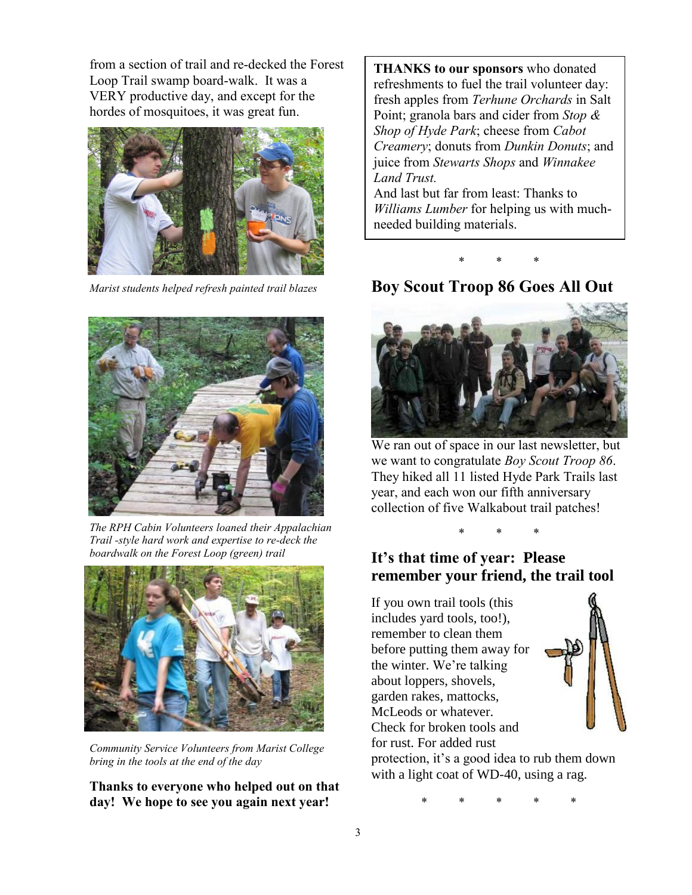from a section of trail and re-decked the Forest Loop Trail swamp board-walk. It was a VERY productive day, and except for the hordes of mosquitoes, it was great fun.

*Marist students helped refresh painted trail blazes*

*The RPH Cabin Volunteers loaned their Appalachian Trail -style hard work and expertise to re-deck the boardwalk on the Forest Loop (green) trail*

*Community Service Volunteers from Marist College bring in the tools at the end of the day*

**Thanks to everyone who helped out on that day! We hope to see you again next year!**

**THANKS to our sponsors** who donated refreshments to fuel the trail volunteer day: fresh apples from *Terhune Orchards* in Salt Point; granola bars and cider from *Stop & Shop of Hyde Park*; cheese from *Cabot Creamery*; donuts from *Dunkin Donuts*; and juice from *Stewarts Shops* and *Winnakee Land Trust.*
And last but far from least: Thanks to *Williams Lumber* for helping us with much-needed building materials.

\* \* \*

## Boy Scout Troop 86 Goes All Out

We ran out of space in our last newsletter, but we want to congratulate *Boy Scout Troop 86*. They hiked all 11 listed Hyde Park Trails last year, and each won our fifth anniversary collection of five Walkabout trail patches!

\* \* \*

## It's that time of year: Please remember your friend, the trail tool

If you own trail tools (this includes yard tools, too!), remember to clean them before putting them away for the winter. We're talking about loppers, shovels, garden rakes, mattocks, McLeods or whatever. Check for broken tools and for rust. For added rust protection, it's a good idea to rub them down with a light coat of WD-40, using a rag.

\* \* \* \* \*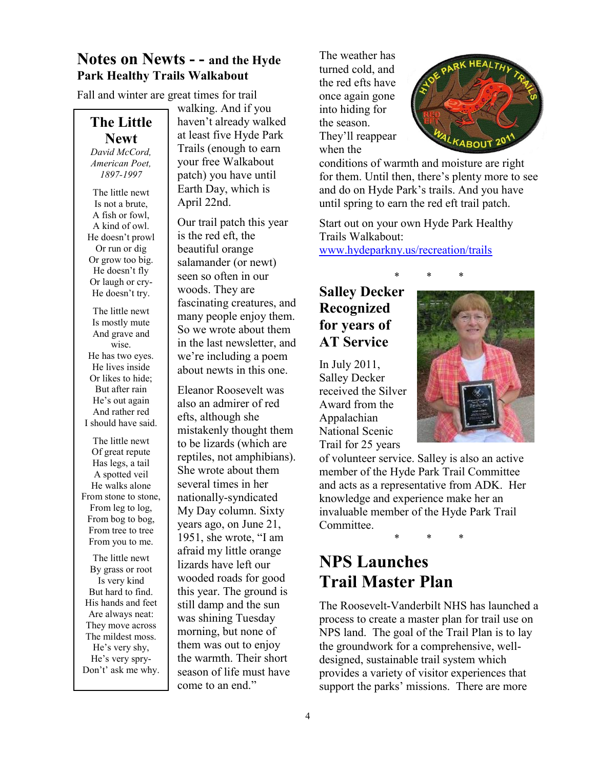## Notes on Newts - - and the Hyde Park Healthy Trails Walkabout

Fall and winter are great times for trail walking. And if you haven't already walked at least five Hyde Park Trails (enough to earn your free Walkabout patch) you have until Earth Day, which is April 22nd.

Our trail patch this year is the red eft, the beautiful orange salamander (or newt) seen so often in our woods. They are fascinating creatures, and many people enjoy them. So we wrote about them in the last newsletter, and we're including a poem about newts in this one.

Eleanor Roosevelt was also an admirer of red efts, although she mistakenly thought them to be lizards (which are reptiles, not amphibians). She wrote about them several times in her nationally-syndicated My Day column. Sixty years ago, on June 21, 1951, she wrote, "I am afraid my little orange lizards have left our wooded roads for good this year. The ground is still damp and the sun was shining Tuesday morning, but none of them was out to enjoy the warmth. Their short season of life must have come to an end."

### The Little Newt

*David McCord, American Poet, 1897-1997*

The little newt
Is not a brute,
A fish or fowl,
A kind of owl.
He doesn't prowl
Or run or dig
Or grow too big.
He doesn't fly
Or laugh or cry-
He doesn't try.

The little newt
Is mostly mute
And grave and wise.
He has two eyes.
He lives inside
Or likes to hide;
But after rain
He's out again
And rather red
I should have said.

The little newt
Of great repute
Has legs, a tail
A spotted veil
He walks alone
From stone to stone,
From leg to log,
From bog to bog,
From tree to tree
From you to me.

The little newt
By grass or root
Is very kind
But hard to find.
His hands and feet
Are always neat:
They move across
The mildest moss.
He's very shy,
He's very spry-
Don't' ask me why.

The weather has turned cold, and the red efts have once again gone into hiding for the season. They'll reappear when the conditions of warmth and moisture are right for them. Until then, there's plenty more to see and do on Hyde Park's trails. And you have until spring to earn the red eft trail patch.

Start out on your own Hyde Park Healthy Trails Walkabout: [www.hydeparkny.us/recreation/trails](www.hydeparkny.us/recreation/trails)

\* \* \*

## Salley Decker Recognized for years of AT Service

In July 2011, Salley Decker received the Silver Award from the Appalachian National Scenic Trail for 25 years of volunteer service. Salley is also an active member of the Hyde Park Trail Committee and acts as a representative from ADK. Her knowledge and experience make her an invaluable member of the Hyde Park Trail Committee.

\* \* \*

## NPS Launches Trail Master Plan

The Roosevelt-Vanderbilt NHS has launched a process to create a master plan for trail use on NPS land. The goal of the Trail Plan is to lay the groundwork for a comprehensive, well-designed, sustainable trail system which provides a variety of visitor experiences that support the parks' missions. There are more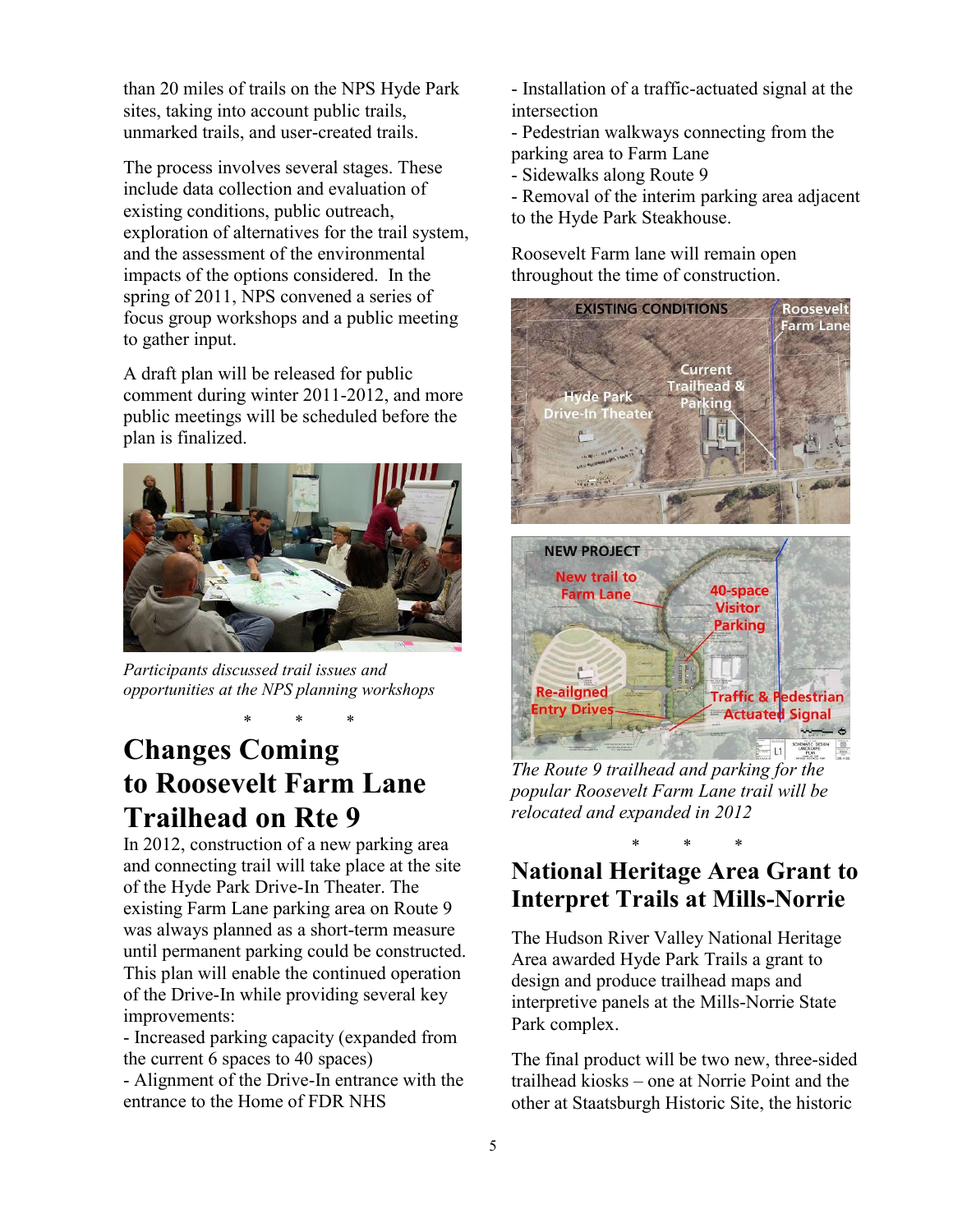than 20 miles of trails on the NPS Hyde Park sites, taking into account public trails, unmarked trails, and user-created trails.

The process involves several stages. These include data collection and evaluation of existing conditions, public outreach, exploration of alternatives for the trail system, and the assessment of the environmental impacts of the options considered. In the spring of 2011, NPS convened a series of focus group workshops and a public meeting to gather input.

A draft plan will be released for public comment during winter 2011-2012, and more public meetings will be scheduled before the plan is finalized.

*Participants discussed trail issues and opportunities at the NPS planning workshops*

\* \* \*

# Changes Coming to Roosevelt Farm Lane Trailhead on Rte 9

In 2012, construction of a new parking area and connecting trail will take place at the site of the Hyde Park Drive-In Theater. The existing Farm Lane parking area on Route 9 was always planned as a short-term measure until permanent parking could be constructed. This plan will enable the continued operation of the Drive-In while providing several key improvements:

- Increased parking capacity (expanded from the current 6 spaces to 40 spaces)
- Alignment of the Drive-In entrance with the entrance to the Home of FDR NHS
- Installation of a traffic-actuated signal at the intersection
- Pedestrian walkways connecting from the parking area to Farm Lane
- Sidewalks along Route 9
- Removal of the interim parking area adjacent to the Hyde Park Steakhouse.

Roosevelt Farm lane will remain open throughout the time of construction.

*The Route 9 trailhead and parking for the popular Roosevelt Farm Lane trail will be relocated and expanded in 2012*

\* \* \*

# National Heritage Area Grant to Interpret Trails at Mills-Norrie

The Hudson River Valley National Heritage Area awarded Hyde Park Trails a grant to design and produce trailhead maps and interpretive panels at the Mills-Norrie State Park complex.

The final product will be two new, three-sided trailhead kiosks – one at Norrie Point and the other at Staatsburgh Historic Site, the historic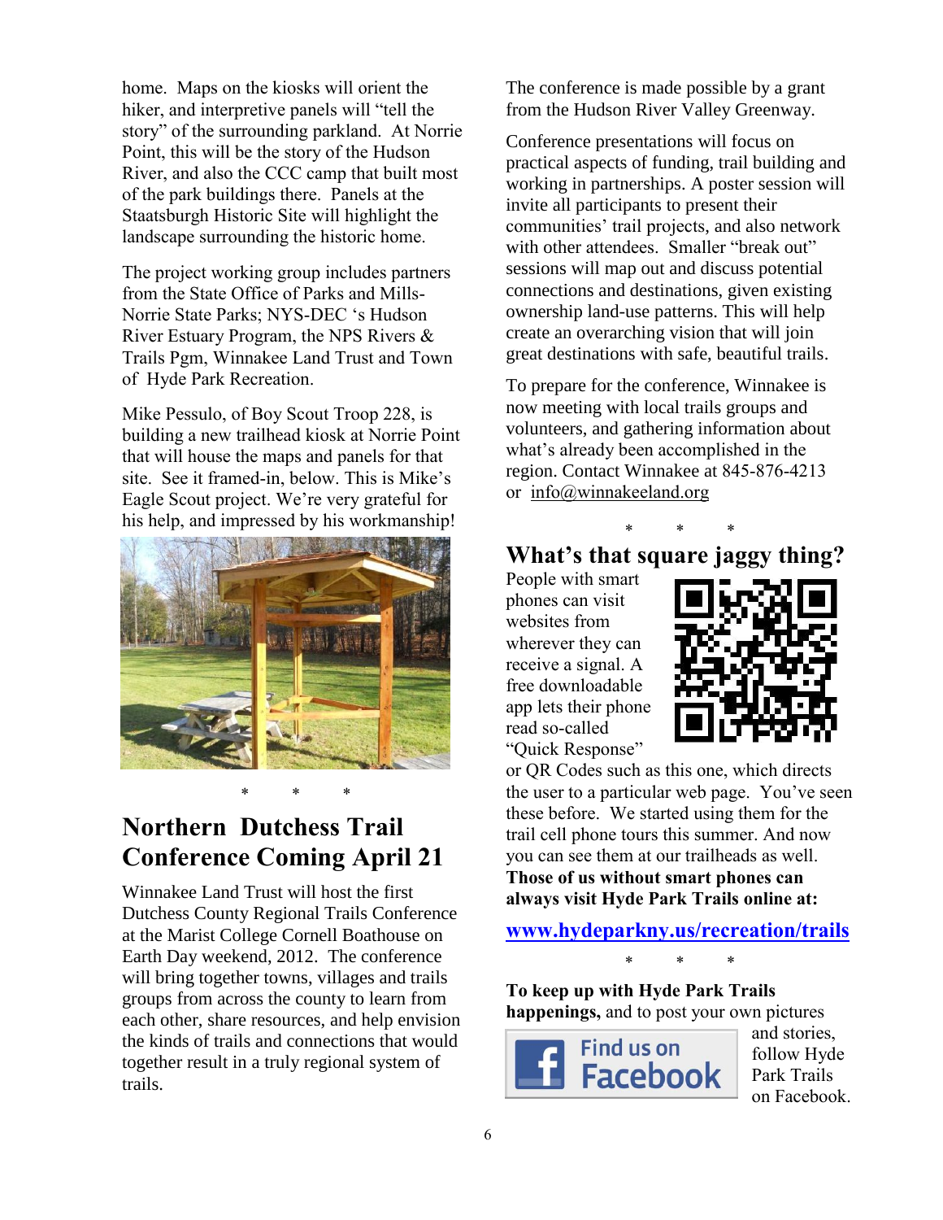home. Maps on the kiosks will orient the hiker, and interpretive panels will "tell the story" of the surrounding parkland. At Norrie Point, this will be the story of the Hudson River, and also the CCC camp that built most of the park buildings there. Panels at the Staatsburgh Historic Site will highlight the landscape surrounding the historic home.

The project working group includes partners from the State Office of Parks and Mills-Norrie State Parks; NYS-DEC 's Hudson River Estuary Program, the NPS Rivers & Trails Pgm, Winnakee Land Trust and Town of Hyde Park Recreation.

Mike Pessulo, of Boy Scout Troop 228, is building a new trailhead kiosk at Norrie Point that will house the maps and panels for that site. See it framed-in, below. This is Mike's Eagle Scout project. We're very grateful for his help, and impressed by his workmanship!

\* \* \*

## Northern Dutchess Trail Conference Coming April 21

Winnakee Land Trust will host the first Dutchess County Regional Trails Conference at the Marist College Cornell Boathouse on Earth Day weekend, 2012. The conference will bring together towns, villages and trails groups from across the county to learn from each other, share resources, and help envision the kinds of trails and connections that would together result in a truly regional system of trails.

The conference is made possible by a grant from the Hudson River Valley Greenway.

Conference presentations will focus on practical aspects of funding, trail building and working in partnerships. A poster session will invite all participants to present their communities' trail projects, and also network with other attendees. Smaller "break out" sessions will map out and discuss potential connections and destinations, given existing ownership land-use patterns. This will help create an overarching vision that will join great destinations with safe, beautiful trails.

To prepare for the conference, Winnakee is now meeting with local trails groups and volunteers, and gathering information about what's already been accomplished in the region. Contact Winnakee at 845-876-4213 or info@winnakeeland.org

\* \* \*

## What's that square jaggy thing?

People with smart phones can visit websites from wherever they can receive a signal. A free downloadable app lets their phone read so-called "Quick Response" or QR Codes such as this one, which directs the user to a particular web page. You've seen these before. We started using them for the trail cell phone tours this summer. And now you can see them at our trailheads as well. **Those of us without smart phones can always visit Hyde Park Trails online at:**

**www.hydeparkny.us/recreation/trails**

\* \* \*

**To keep up with Hyde Park Trails happenings,** and to post your own pictures and stories, follow Hyde Park Trails on Facebook.